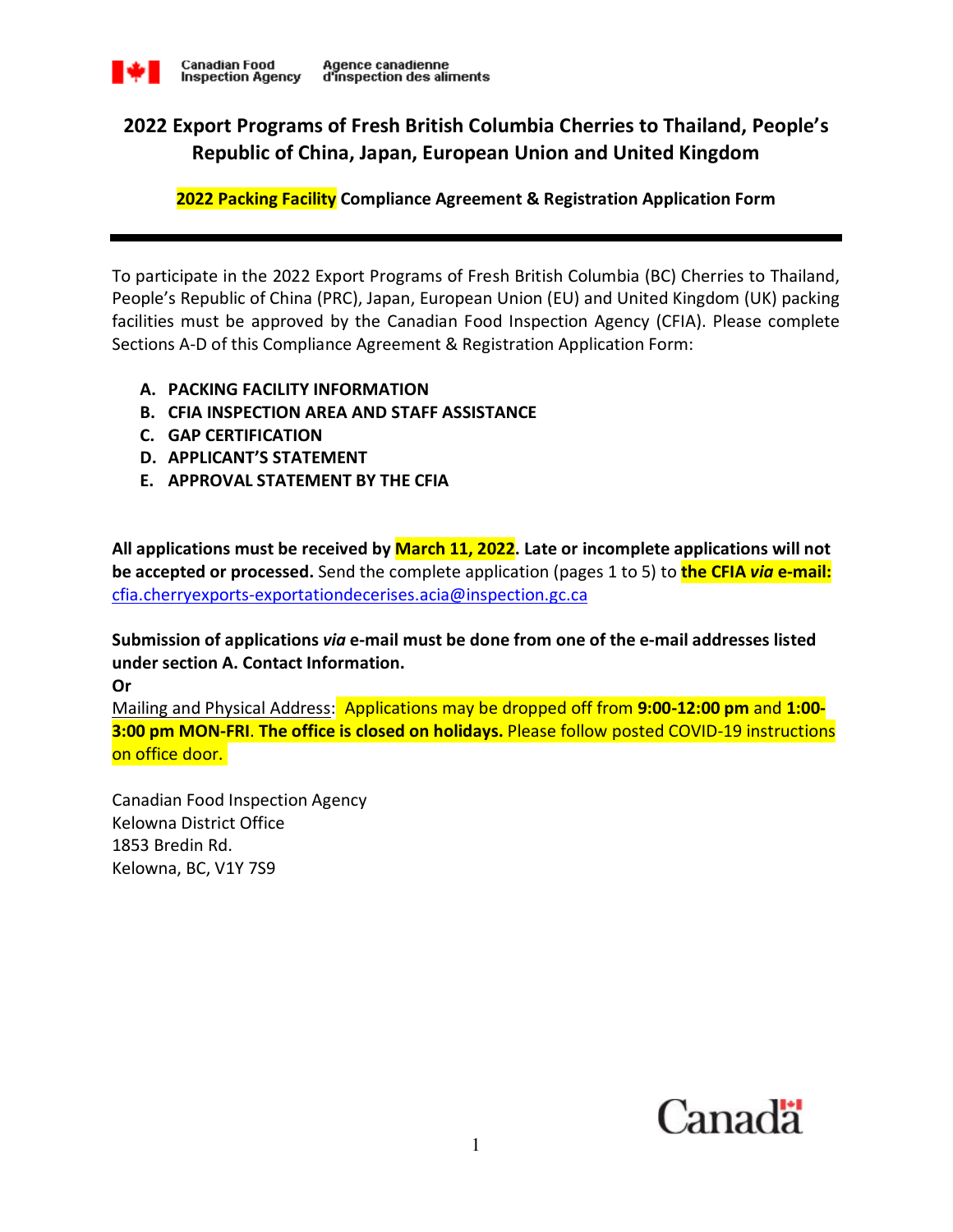Canadian Food Inspection Agency / Agence canadienne d'inspection des aliments

# 2022 Export Programs of Fresh British Columbia Cherries to Thailand, People's Republic of China, Japan, European Union and United Kingdom

**2022 Packing Facility Compliance Agreement & Registration Application Form**

---

To participate in the 2022 Export Programs of Fresh British Columbia (BC) Cherries to Thailand, People's Republic of China (PRC), Japan, European Union (EU) and United Kingdom (UK) packing facilities must be approved by the Canadian Food Inspection Agency (CFIA). Please complete Sections A-D of this Compliance Agreement & Registration Application Form:

A. **PACKING FACILITY INFORMATION**
B. **CFIA INSPECTION AREA AND STAFF ASSISTANCE**
C. **GAP CERTIFICATION**
D. **APPLICANT'S STATEMENT**
E. **APPROVAL STATEMENT BY THE CFIA**

**All applications must be received by March 11, 2022. Late or incomplete applications will not be accepted or processed.** Send the complete application (pages 1 to 5) to **the CFIA *via* e-mail:** cfia.cherryexports-exportationdecerises.acia@inspection.gc.ca

**Submission of applications *via* e-mail must be done from one of the e-mail addresses listed under section A. Contact Information.**

**Or**

Mailing and Physical Address: Applications may be dropped off from **9:00-12:00 pm** and **1:00-3:00 pm MON-FRI**. **The office is closed on holidays.** Please follow posted COVID-19 instructions on office door.

Canadian Food Inspection Agency
Kelowna District Office
1853 Bredin Rd.
Kelowna, BC, V1Y 7S9

Canada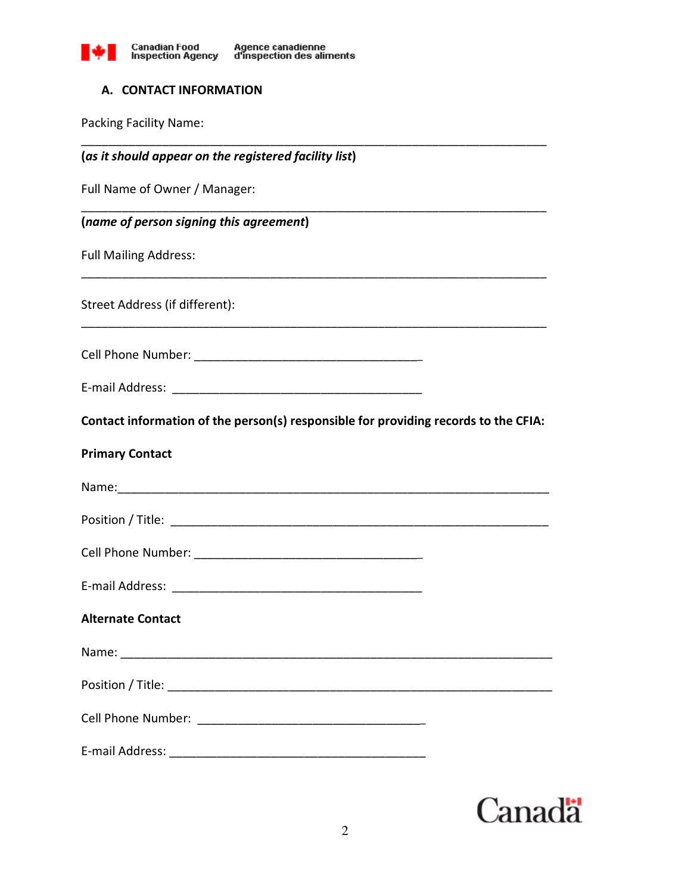## A. CONTACT INFORMATION

Packing Facility Name:

______________________________________________________________________

**(*as it should appear on the registered facility list*)**

Full Name of Owner / Manager:

______________________________________________________________________

**(*name of person signing this agreement*)**

Full Mailing Address:

______________________________________________________________________

Street Address (if different):

______________________________________________________________________

Cell Phone Number: ___________________________________

E-mail Address: ______________________________________

**Contact information of the person(s) responsible for providing records to the CFIA:**

**Primary Contact**

Name:_________________________________________________________________

Position / Title: _______________________________________________________

Cell Phone Number: ___________________________________

E-mail Address: ______________________________________

**Alternate Contact**

Name: _________________________________________________________________

Position / Title: _______________________________________________________

Cell Phone Number: ___________________________________

E-mail Address: ______________________________________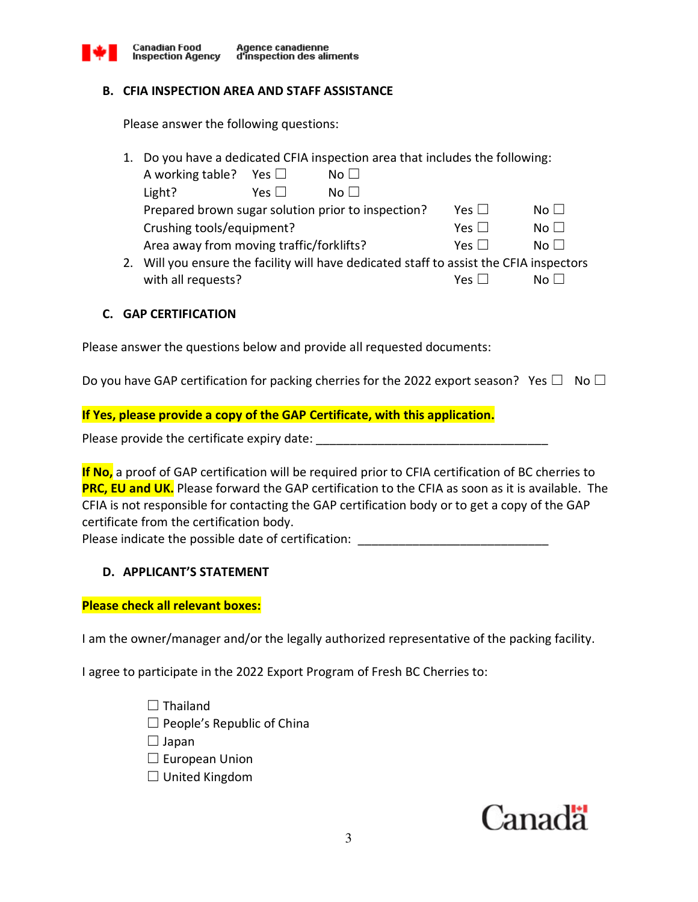### B. CFIA INSPECTION AREA AND STAFF ASSISTANCE

Please answer the following questions:

1. Do you have a dedicated CFIA inspection area that includes the following:
   A working table? Yes ☐ No ☐
   Light? Yes ☐ No ☐
   Prepared brown sugar solution prior to inspection? Yes ☐ No ☐
   Crushing tools/equipment? Yes ☐ No ☐
   Area away from moving traffic/forklifts? Yes ☐ No ☐
2. Will you ensure the facility will have dedicated staff to assist the CFIA inspectors with all requests? Yes ☐ No ☐

### C. GAP CERTIFICATION

Please answer the questions below and provide all requested documents:

Do you have GAP certification for packing cherries for the 2022 export season? Yes ☐ No ☐

**If Yes, please provide a copy of the GAP Certificate, with this application.**

Please provide the certificate expiry date: ___________________________________

**If No,** a proof of GAP certification will be required prior to CFIA certification of BC cherries to **PRC, EU and UK.** Please forward the GAP certification to the CFIA as soon as it is available. The CFIA is not responsible for contacting the GAP certification body or to get a copy of the GAP certificate from the certification body.
Please indicate the possible date of certification: ____________________________

### D. APPLICANT'S STATEMENT

**Please check all relevant boxes:**

I am the owner/manager and/or the legally authorized representative of the packing facility.

I agree to participate in the 2022 Export Program of Fresh BC Cherries to:

☐ Thailand
☐ People's Republic of China
☐ Japan
☐ European Union
☐ United Kingdom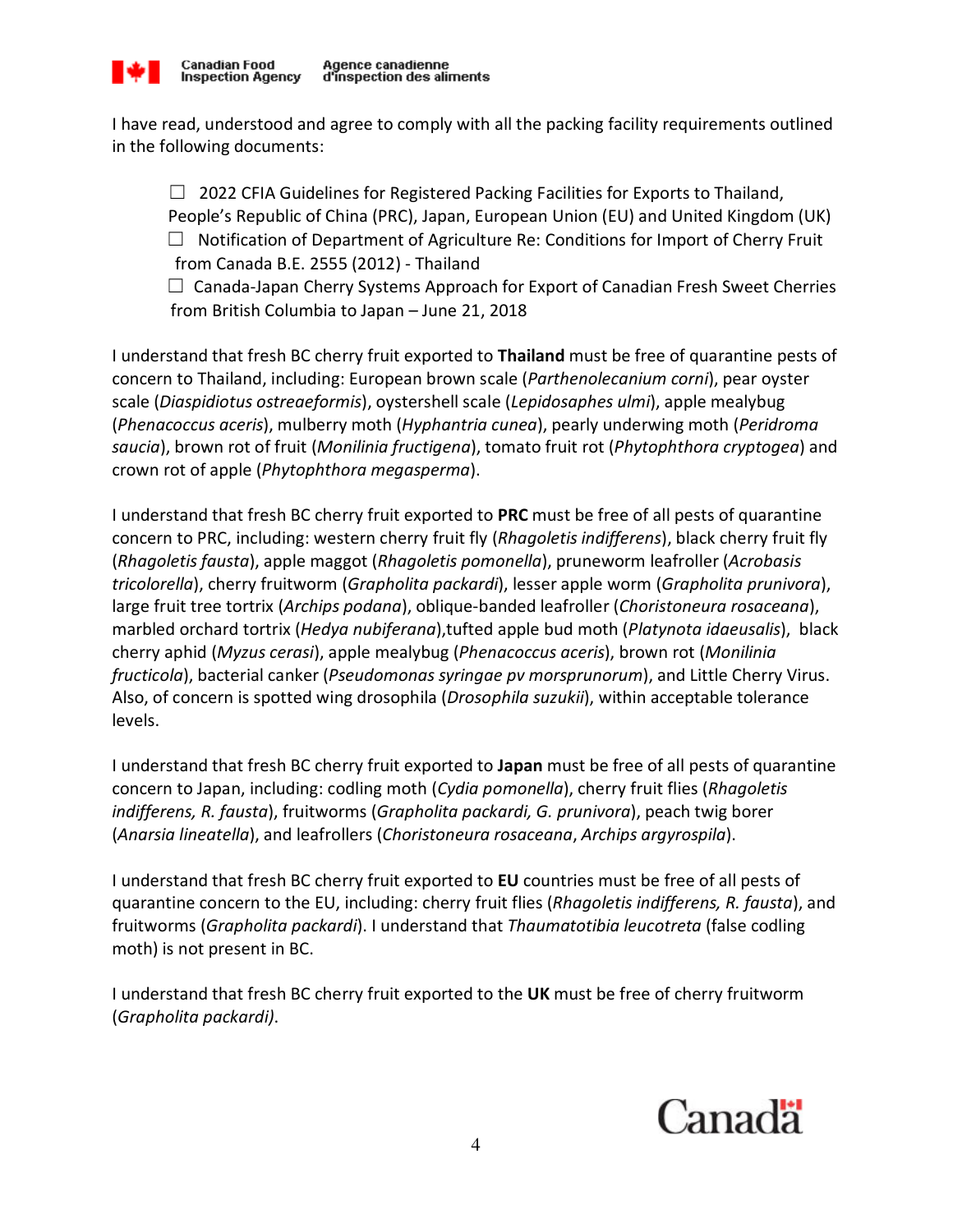I have read, understood and agree to comply with all the packing facility requirements outlined in the following documents:

☐ 2022 CFIA Guidelines for Registered Packing Facilities for Exports to Thailand, People's Republic of China (PRC), Japan, European Union (EU) and United Kingdom (UK)

☐ Notification of Department of Agriculture Re: Conditions for Import of Cherry Fruit from Canada B.E. 2555 (2012) - Thailand

☐ Canada-Japan Cherry Systems Approach for Export of Canadian Fresh Sweet Cherries from British Columbia to Japan – June 21, 2018

I understand that fresh BC cherry fruit exported to **Thailand** must be free of quarantine pests of concern to Thailand, including: European brown scale (*Parthenolecanium corni*), pear oyster scale (*Diaspidiotus ostreaeformis*), oystershell scale (*Lepidosaphes ulmi*), apple mealybug (*Phenacoccus aceris*), mulberry moth (*Hyphantria cunea*), pearly underwing moth (*Peridroma saucia*), brown rot of fruit (*Monilinia fructigena*), tomato fruit rot (*Phytophthora cryptogea*) and crown rot of apple (*Phytophthora megasperma*).

I understand that fresh BC cherry fruit exported to **PRC** must be free of all pests of quarantine concern to PRC, including: western cherry fruit fly (*Rhagoletis indifferens*), black cherry fruit fly (*Rhagoletis fausta*), apple maggot (*Rhagoletis pomonella*), pruneworm leafroller (*Acrobasis tricolorella*), cherry fruitworm (*Grapholita packardi*), lesser apple worm (*Grapholita prunivora*), large fruit tree tortrix (*Archips podana*), oblique-banded leafroller (*Choristoneura rosaceana*), marbled orchard tortrix (*Hedya nubiferana*),tufted apple bud moth (*Platynota idaeusalis*), black cherry aphid (*Myzus cerasi*), apple mealybug (*Phenacoccus aceris*), brown rot (*Monilinia fructicola*), bacterial canker (*Pseudomonas syringae pv morsprunorum*), and Little Cherry Virus. Also, of concern is spotted wing drosophila (*Drosophila suzukii*), within acceptable tolerance levels.

I understand that fresh BC cherry fruit exported to **Japan** must be free of all pests of quarantine concern to Japan, including: codling moth (*Cydia pomonella*), cherry fruit flies (*Rhagoletis indifferens, R. fausta*), fruitworms (*Grapholita packardi, G. prunivora*), peach twig borer (*Anarsia lineatella*), and leafrollers (*Choristoneura rosaceana*, *Archips argyrospila*).

I understand that fresh BC cherry fruit exported to **EU** countries must be free of all pests of quarantine concern to the EU, including: cherry fruit flies (*Rhagoletis indifferens, R. fausta*), and fruitworms (*Grapholita packardi*). I understand that *Thaumatotibia leucotreta* (false codling moth) is not present in BC.

I understand that fresh BC cherry fruit exported to the **UK** must be free of cherry fruitworm (*Grapholita packardi)*.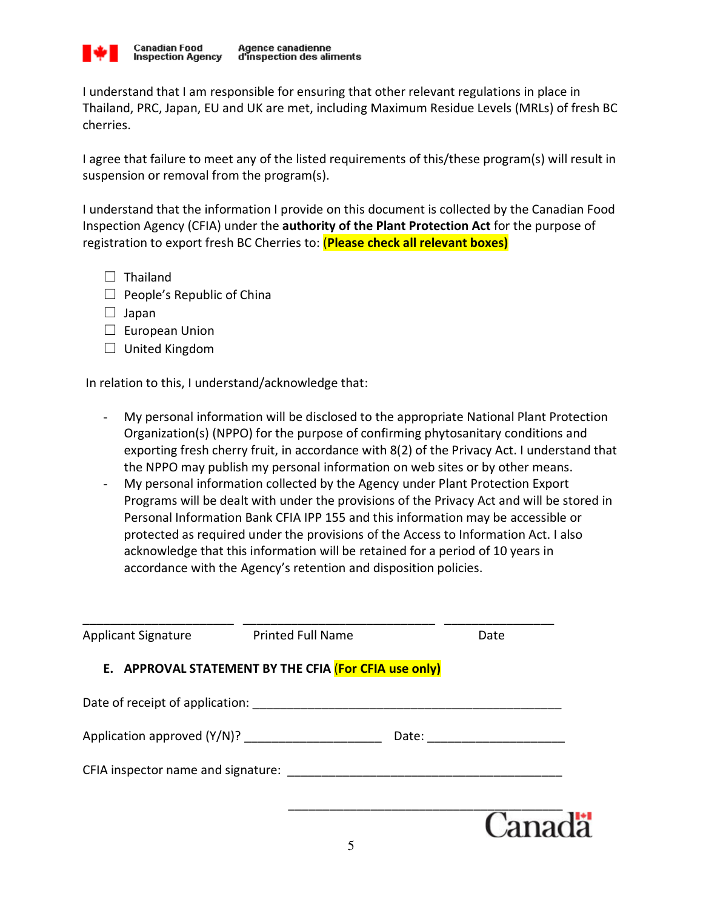I understand that I am responsible for ensuring that other relevant regulations in place in Thailand, PRC, Japan, EU and UK are met, including Maximum Residue Levels (MRLs) of fresh BC cherries.

I agree that failure to meet any of the listed requirements of this/these program(s) will result in suspension or removal from the program(s).

I understand that the information I provide on this document is collected by the Canadian Food Inspection Agency (CFIA) under the **authority of the Plant Protection Act** for the purpose of registration to export fresh BC Cherries to: **(Please check all relevant boxes)**

- ☐ Thailand
- ☐ People's Republic of China
- ☐ Japan
- ☐ European Union
- ☐ United Kingdom

In relation to this, I understand/acknowledge that:

- My personal information will be disclosed to the appropriate National Plant Protection Organization(s) (NPPO) for the purpose of confirming phytosanitary conditions and exporting fresh cherry fruit, in accordance with 8(2) of the Privacy Act. I understand that the NPPO may publish my personal information on web sites or by other means.
- My personal information collected by the Agency under Plant Protection Export Programs will be dealt with under the provisions of the Privacy Act and will be stored in Personal Information Bank CFIA IPP 155 and this information may be accessible or protected as required under the provisions of the Access to Information Act. I also acknowledge that this information will be retained for a period of 10 years in accordance with the Agency's retention and disposition policies.

\_\_\_\_\_\_\_\_\_\_\_\_\_\_\_\_\_\_\_\_\_\_ \_\_\_\_\_\_\_\_\_\_\_\_\_\_\_\_\_\_\_\_\_\_\_\_\_\_\_\_ \_\_\_\_\_\_\_\_\_\_\_\_\_\_\_\_

Applicant Signature Printed Full Name Date

## E. APPROVAL STATEMENT BY THE CFIA (For CFIA use only)

Date of receipt of application: \_\_\_\_\_\_\_\_\_\_\_\_\_\_\_\_\_\_\_\_\_\_\_\_\_\_\_\_\_\_\_\_\_\_\_\_\_\_\_\_\_\_\_\_

Application approved (Y/N)? \_\_\_\_\_\_\_\_\_\_\_\_\_\_\_\_\_\_\_\_ Date: \_\_\_\_\_\_\_\_\_\_\_\_\_\_\_\_\_\_\_\_

CFIA inspector name and signature: \_\_\_\_\_\_\_\_\_\_\_\_\_\_\_\_\_\_\_\_\_\_\_\_\_\_\_\_\_\_\_\_\_\_\_\_\_\_\_\_

\_\_\_\_\_\_\_\_\_\_\_\_\_\_\_\_\_\_\_\_\_\_\_\_\_\_\_\_\_\_\_\_\_\_\_\_\_\_\_\_